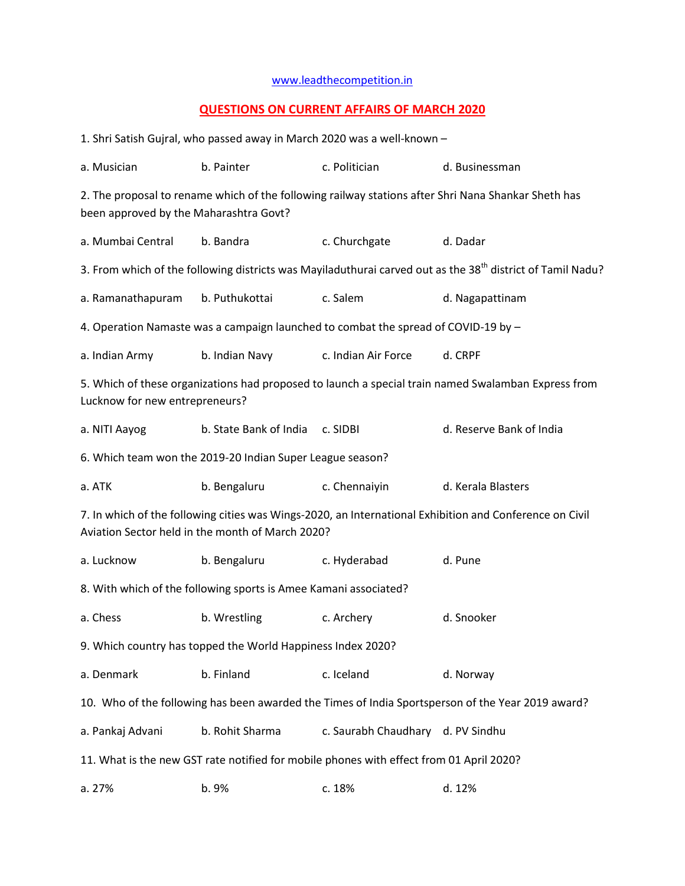www.leadthecompetition.in

## QUESTIONS ON CURRENT AFFAIRS OF MARCH 2020

1. Shri Satish Gujral, who passed away in March 2020 was a well-known –

a. Musician b. Painter c. Politician d. Businessman

2. The proposal to rename which of the following railway stations after Shri Nana Shankar Sheth has been approved by the Maharashtra Govt?

a. Mumbai Central b. Bandra c. Churchgate d. Dadar

3. From which of the following districts was Mayiladuthurai carved out as the 38th district of Tamil Nadu?

a. Ramanathapuram b. Puthukottai c. Salem d. Nagapattinam

4. Operation Namaste was a campaign launched to combat the spread of COVID-19 by –

a. Indian Army b. Indian Navy c. Indian Air Force d. CRPF

5. Which of these organizations had proposed to launch a special train named Swalamban Express from Lucknow for new entrepreneurs?

a. NITI Aayog b. State Bank of India c. SIDBI d. Reserve Bank of India

6. Which team won the 2019-20 Indian Super League season?

a. ATK b. Bengaluru c. Chennaiyin d. Kerala Blasters

7. In which of the following cities was Wings-2020, an International Exhibition and Conference on Civil Aviation Sector held in the month of March 2020?

a. Lucknow b. Bengaluru c. Hyderabad d. Pune

8. With which of the following sports is Amee Kamani associated?

a. Chess b. Wrestling c. Archery d. Snooker

9. Which country has topped the World Happiness Index 2020?

a. Denmark b. Finland c. Iceland d. Norway

10. Who of the following has been awarded the Times of India Sportsperson of the Year 2019 award?

a. Pankaj Advani b. Rohit Sharma c. Saurabh Chaudhary d. PV Sindhu

11. What is the new GST rate notified for mobile phones with effect from 01 April 2020?

a. 27% b. 9% c. 18% d. 12%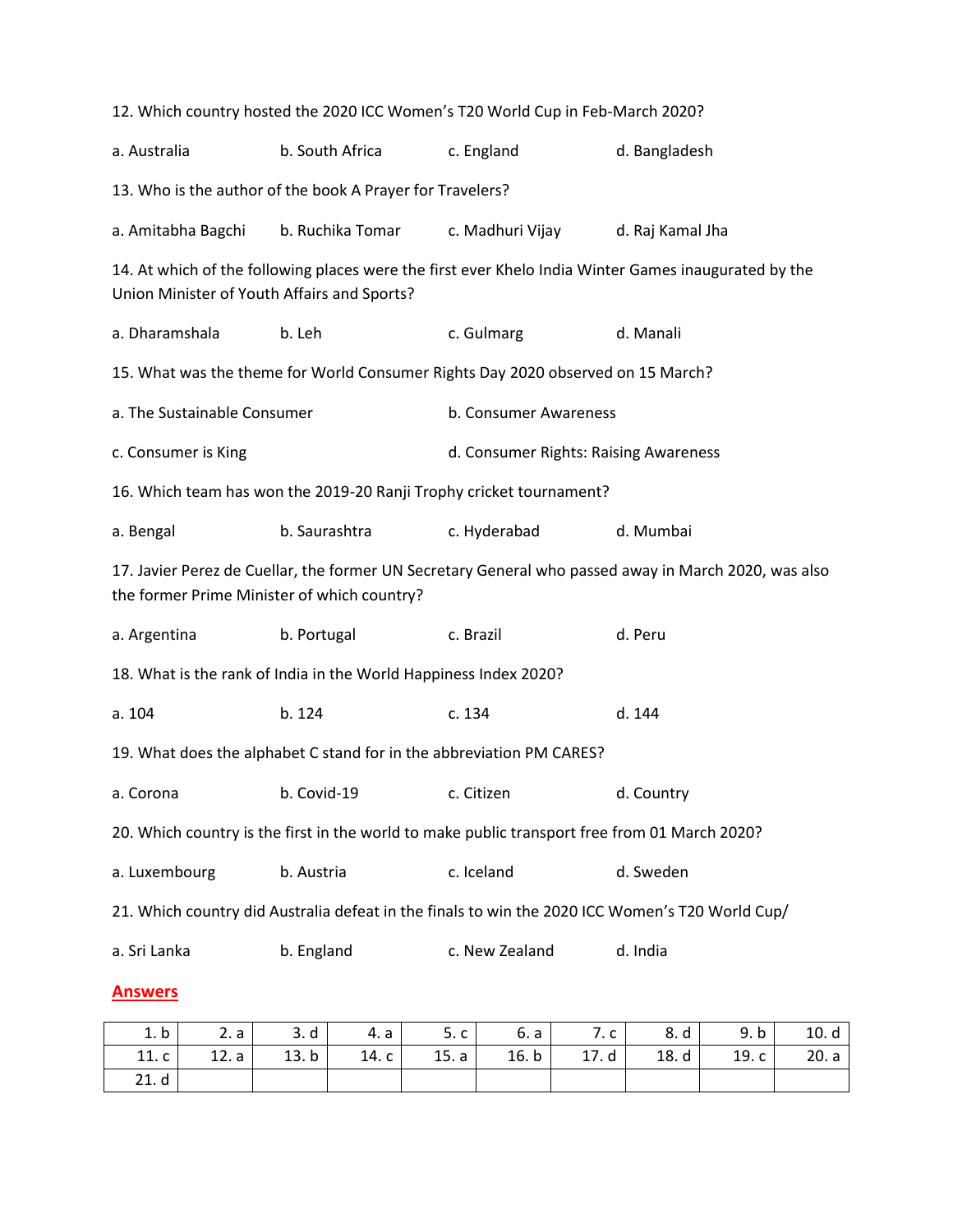12. Which country hosted the 2020 ICC Women's T20 World Cup in Feb-March 2020?

a. Australia b. South Africa c. England d. Bangladesh

13. Who is the author of the book A Prayer for Travelers?

a. Amitabha Bagchi b. Ruchika Tomar c. Madhuri Vijay d. Raj Kamal Jha

14. At which of the following places were the first ever Khelo India Winter Games inaugurated by the Union Minister of Youth Affairs and Sports?

a. Dharamshala b. Leh c. Gulmarg d. Manali

15. What was the theme for World Consumer Rights Day 2020 observed on 15 March?

a. The Sustainable Consumer b. Consumer Awareness

c. Consumer is King d. Consumer Rights: Raising Awareness

16. Which team has won the 2019-20 Ranji Trophy cricket tournament?

a. Bengal b. Saurashtra c. Hyderabad d. Mumbai

17. Javier Perez de Cuellar, the former UN Secretary General who passed away in March 2020, was also the former Prime Minister of which country?

a. Argentina b. Portugal c. Brazil d. Peru

18. What is the rank of India in the World Happiness Index 2020?

a. 104 b. 124 c. 134 d. 144

19. What does the alphabet C stand for in the abbreviation PM CARES?

a. Corona b. Covid-19 c. Citizen d. Country

20. Which country is the first in the world to make public transport free from 01 March 2020?

a. Luxembourg b. Austria c. Iceland d. Sweden

21. Which country did Australia defeat in the finals to win the 2020 ICC Women's T20 World Cup/

a. Sri Lanka b. England c. New Zealand d. India

## Answers

| | | | | | | | | | |
|---|---|---|---|---|---|---|---|---|---|
| 1. b | 2. a | 3. d | 4. a | 5. c | 6. a | 7. c | 8. d | 9. b | 10. d |
| 11. c | 12. a | 13. b | 14. c | 15. a | 16. b | 17. d | 18. d | 19. c | 20. a |
| 21. d | | | | | | | | | |